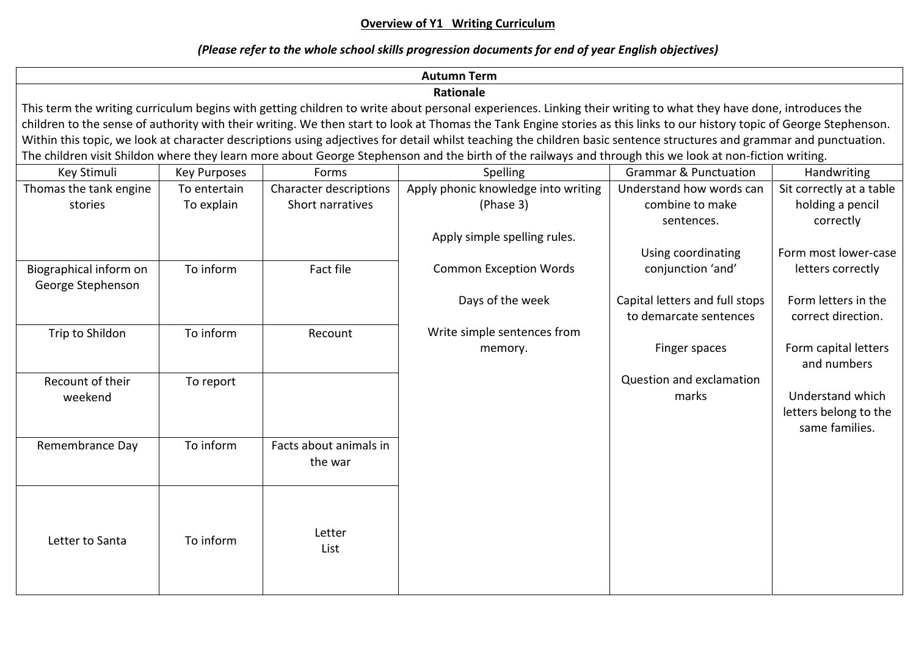# Overview of Y1 Writing Curriculum

***(Please refer to the whole school skills progression documents for end of year English objectives)***

**Autumn Term**

**Rationale**

This term the writing curriculum begins with getting children to write about personal experiences. Linking their writing to what they have done, introduces the children to the sense of authority with their writing. We then start to look at Thomas the Tank Engine stories as this links to our history topic of George Stephenson. Within this topic, we look at character descriptions using adjectives for detail whilst teaching the children basic sentence structures and grammar and punctuation. The children visit Shildon where they learn more about George Stephenson and the birth of the railways and through this we look at non-fiction writing.

| Key Stimuli | Key Purposes | Forms | Spelling | Grammar & Punctuation | Handwriting |
|---|---|---|---|---|---|
| Thomas the tank engine stories | To entertain<br>To explain | Character descriptions<br>Short narratives | Apply phonic knowledge into writing (Phase 3)<br><br>Apply simple spelling rules.<br><br>Common Exception Words<br><br>Days of the week<br><br>Write simple sentences from memory. | Understand how words can combine to make sentences.<br><br>Using coordinating conjunction 'and'<br><br>Capital letters and full stops to demarcate sentences<br><br>Finger spaces<br><br>Question and exclamation marks | Sit correctly at a table holding a pencil correctly<br><br>Form most lower-case letters correctly<br><br>Form letters in the correct direction.<br><br>Form capital letters and numbers<br><br>Understand which letters belong to the same families. |
| Biographical inform on George Stephenson | To inform | Fact file | | | |
| Trip to Shildon | To inform | Recount | | | |
| Recount of their weekend | To report | | | | |
| Remembrance Day | To inform | Facts about animals in the war | | | |
| Letter to Santa | To inform | Letter<br>List | | | |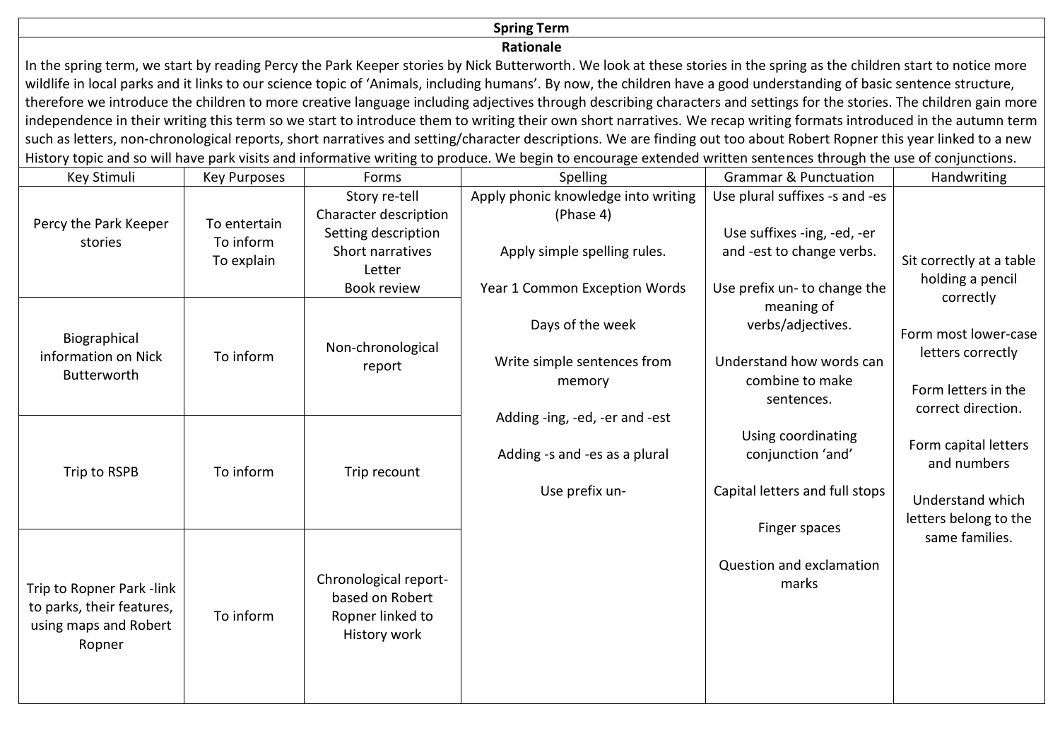**Spring Term**

**Rationale**

In the spring term, we start by reading Percy the Park Keeper stories by Nick Butterworth. We look at these stories in the spring as the children start to notice more wildlife in local parks and it links to our science topic of 'Animals, including humans'. By now, the children have a good understanding of basic sentence structure, therefore we introduce the children to more creative language including adjectives through describing characters and settings for the stories. The children gain more independence in their writing this term so we start to introduce them to writing their own short narratives. We recap writing formats introduced in the autumn term such as letters, non-chronological reports, short narratives and setting/character descriptions. We are finding out too about Robert Ropner this year linked to a new History topic and so will have park visits and informative writing to produce. We begin to encourage extended written sentences through the use of conjunctions.

| Key Stimuli | Key Purposes | Forms | Spelling | Grammar & Punctuation | Handwriting |
|---|---|---|---|---|---|
| Percy the Park Keeper stories | To entertain<br>To inform<br>To explain | Story re-tell<br>Character description<br>Setting description<br>Short narratives<br>Letter<br>Book review | Apply phonic knowledge into writing (Phase 4)<br><br>Apply simple spelling rules.<br><br>Year 1 Common Exception Words<br><br>Days of the week<br><br>Write simple sentences from memory<br><br>Adding -ing, -ed, -er and -est<br><br>Adding -s and -es as a plural<br><br>Use prefix un- | Use plural suffixes -s and -es<br><br>Use suffixes -ing, -ed, -er and -est to change verbs.<br><br>Use prefix un- to change the meaning of verbs/adjectives.<br><br>Understand how words can combine to make sentences.<br><br>Using coordinating conjunction 'and'<br><br>Capital letters and full stops<br><br>Finger spaces<br><br>Question and exclamation marks | Sit correctly at a table holding a pencil correctly<br><br>Form most lower-case letters correctly<br><br>Form letters in the correct direction.<br><br>Form capital letters and numbers<br><br>Understand which letters belong to the same families. |
| Biographical information on Nick Butterworth | To inform | Non-chronological report | | | |
| Trip to RSPB | To inform | Trip recount | | | |
| Trip to Ropner Park -link to parks, their features, using maps and Robert Ropner | To inform | Chronological report-based on Robert Ropner linked to History work | | | |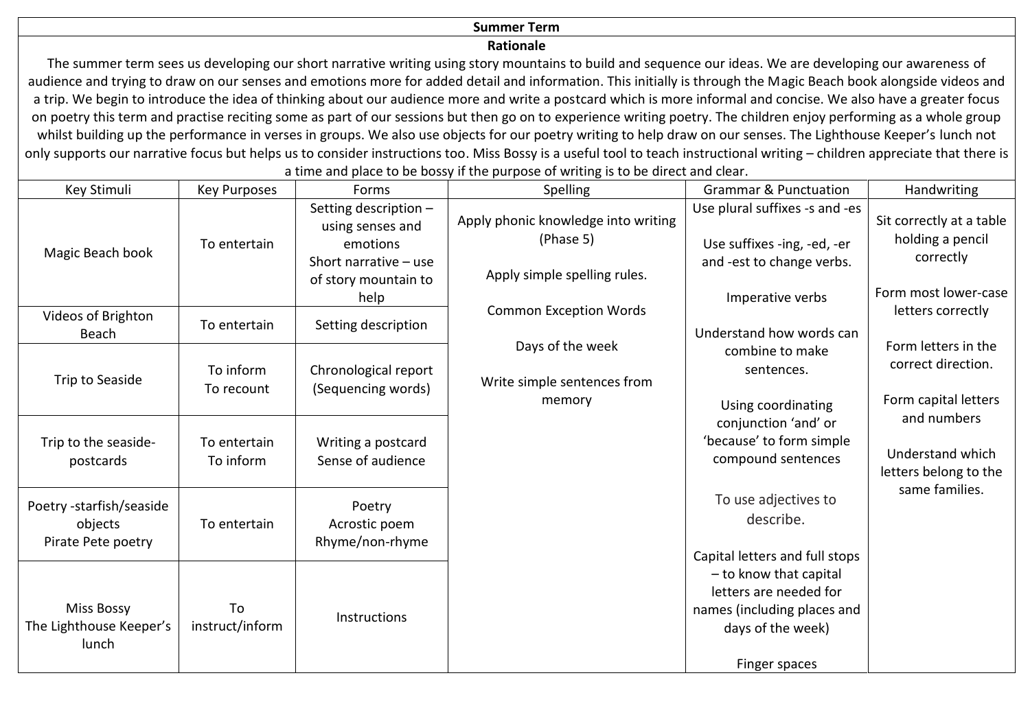## Summer Term

### Rationale

The summer term sees us developing our short narrative writing using story mountains to build and sequence our ideas. We are developing our awareness of audience and trying to draw on our senses and emotions more for added detail and information. This initially is through the Magic Beach book alongside videos and a trip. We begin to introduce the idea of thinking about our audience more and write a postcard which is more informal and concise. We also have a greater focus on poetry this term and practise reciting some as part of our sessions but then go on to experience writing poetry. The children enjoy performing as a whole group whilst building up the performance in verses in groups. We also use objects for our poetry writing to help draw on our senses. The Lighthouse Keeper's lunch not only supports our narrative focus but helps us to consider instructions too. Miss Bossy is a useful tool to teach instructional writing – children appreciate that there is a time and place to be bossy if the purpose of writing is to be direct and clear.

| Key Stimuli | Key Purposes | Forms | Spelling | Grammar & Punctuation | Handwriting |
|---|---|---|---|---|---|
| Magic Beach book | To entertain | Setting description – using senses and emotions<br>Short narrative – use of story mountain to help | Apply phonic knowledge into writing (Phase 5)<br><br>Apply simple spelling rules.<br><br>Common Exception Words<br><br>Days of the week<br><br>Write simple sentences from memory | Use plural suffixes -s and -es<br><br>Use suffixes -ing, -ed, -er and -est to change verbs.<br><br>Imperative verbs<br><br>Understand how words can combine to make sentences.<br><br>Using coordinating conjunction 'and' or 'because' to form simple compound sentences<br><br>To use adjectives to describe.<br><br>Capital letters and full stops – to know that capital letters are needed for names (including places and days of the week)<br><br>Finger spaces | Sit correctly at a table holding a pencil correctly<br><br>Form most lower-case letters correctly<br><br>Form letters in the correct direction.<br><br>Form capital letters and numbers<br><br>Understand which letters belong to the same families. |
| Videos of Brighton Beach | To entertain | Setting description | | | |
| Trip to Seaside | To inform<br>To recount | Chronological report (Sequencing words) | | | |
| Trip to the seaside- postcards | To entertain<br>To inform | Writing a postcard<br>Sense of audience | | | |
| Poetry -starfish/seaside objects<br>Pirate Pete poetry | To entertain | Poetry<br>Acrostic poem<br>Rhyme/non-rhyme | | | |
| Miss Bossy<br>The Lighthouse Keeper's lunch | To instruct/inform | Instructions | | | |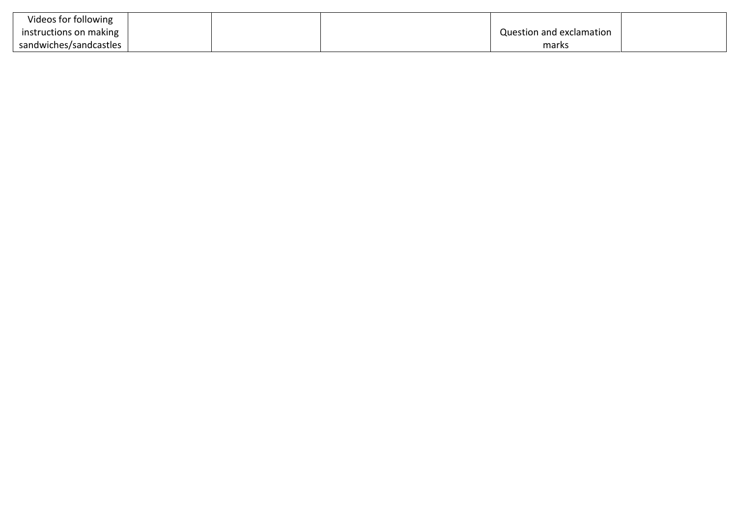| | | | | | |
|---|---|---|---|---|---|
| Videos for following instructions on making sandwiches/sandcastles | | | | Question and exclamation marks | |